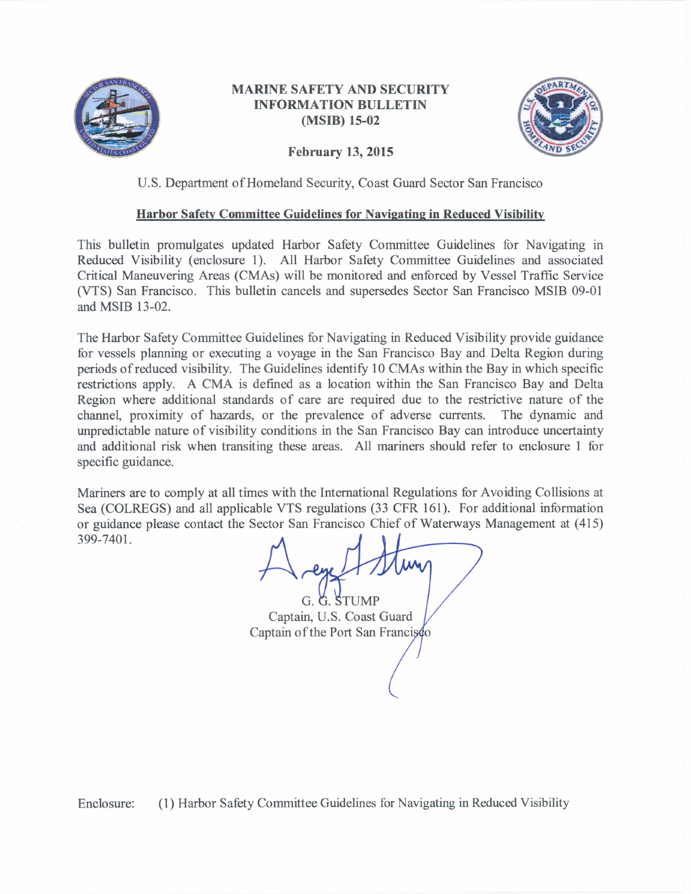# MARINE SAFETY AND SECURITY INFORMATION BULLETIN (MSIB) 15-02

**February 13, 2015**

U.S. Department of Homeland Security, Coast Guard Sector San Francisco

## Harbor Safety Committee Guidelines for Navigating in Reduced Visibility

This bulletin promulgates updated Harbor Safety Committee Guidelines for Navigating in Reduced Visibility (enclosure 1). All Harbor Safety Committee Guidelines and associated Critical Maneuvering Areas (CMAs) will be monitored and enforced by Vessel Traffic Service (VTS) San Francisco. This bulletin cancels and supersedes Sector San Francisco MSIB 09-01 and MSIB 13-02.

The Harbor Safety Committee Guidelines for Navigating in Reduced Visibility provide guidance for vessels planning or executing a voyage in the San Francisco Bay and Delta Region during periods of reduced visibility. The Guidelines identify 10 CMAs within the Bay in which specific restrictions apply. A CMA is defined as a location within the San Francisco Bay and Delta Region where additional standards of care are required due to the restrictive nature of the channel, proximity of hazards, or the prevalence of adverse currents. The dynamic and unpredictable nature of visibility conditions in the San Francisco Bay can introduce uncertainty and additional risk when transiting these areas. All mariners should refer to enclosure 1 for specific guidance.

Mariners are to comply at all times with the International Regulations for Avoiding Collisions at Sea (COLREGS) and all applicable VTS regulations (33 CFR 161). For additional information or guidance please contact the Sector San Francisco Chief of Waterways Management at (415) 399-7401.

G. G. STUMP
Captain, U.S. Coast Guard
Captain of the Port San Francisco

Enclosure: (1) Harbor Safety Committee Guidelines for Navigating in Reduced Visibility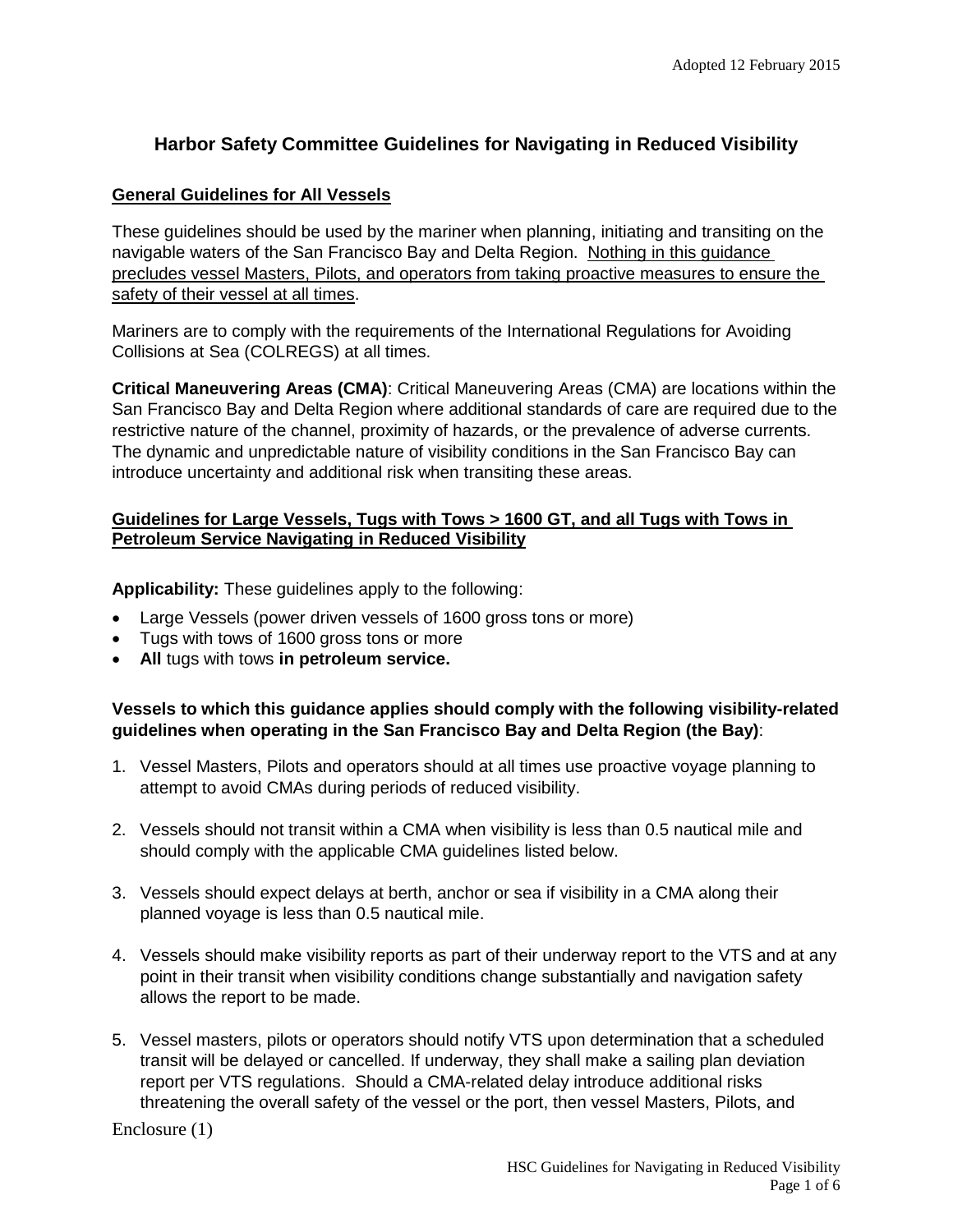Adopted 12 February 2015

# Harbor Safety Committee Guidelines for Navigating in Reduced Visibility

## General Guidelines for All Vessels

These guidelines should be used by the mariner when planning, initiating and transiting on the navigable waters of the San Francisco Bay and Delta Region. <u>Nothing in this guidance precludes vessel Masters, Pilots, and operators from taking proactive measures to ensure the safety of their vessel at all times</u>.

Mariners are to comply with the requirements of the International Regulations for Avoiding Collisions at Sea (COLREGS) at all times.

**Critical Maneuvering Areas (CMA)**: Critical Maneuvering Areas (CMA) are locations within the San Francisco Bay and Delta Region where additional standards of care are required due to the restrictive nature of the channel, proximity of hazards, or the prevalence of adverse currents. The dynamic and unpredictable nature of visibility conditions in the San Francisco Bay can introduce uncertainty and additional risk when transiting these areas.

## Guidelines for Large Vessels, Tugs with Tows > 1600 GT, and all Tugs with Tows in Petroleum Service Navigating in Reduced Visibility

**Applicability:** These guidelines apply to the following:

- Large Vessels (power driven vessels of 1600 gross tons or more)
- Tugs with tows of 1600 gross tons or more
- **All** tugs with tows **in petroleum service.**

**Vessels to which this guidance applies should comply with the following visibility-related guidelines when operating in the San Francisco Bay and Delta Region (the Bay)**:

1. Vessel Masters, Pilots and operators should at all times use proactive voyage planning to attempt to avoid CMAs during periods of reduced visibility.

2. Vessels should not transit within a CMA when visibility is less than 0.5 nautical mile and should comply with the applicable CMA guidelines listed below.

3. Vessels should expect delays at berth, anchor or sea if visibility in a CMA along their planned voyage is less than 0.5 nautical mile.

4. Vessels should make visibility reports as part of their underway report to the VTS and at any point in their transit when visibility conditions change substantially and navigation safety allows the report to be made.

5. Vessel masters, pilots or operators should notify VTS upon determination that a scheduled transit will be delayed or cancelled. If underway, they shall make a sailing plan deviation report per VTS regulations. Should a CMA-related delay introduce additional risks threatening the overall safety of the vessel or the port, then vessel Masters, Pilots, and

Enclosure (1)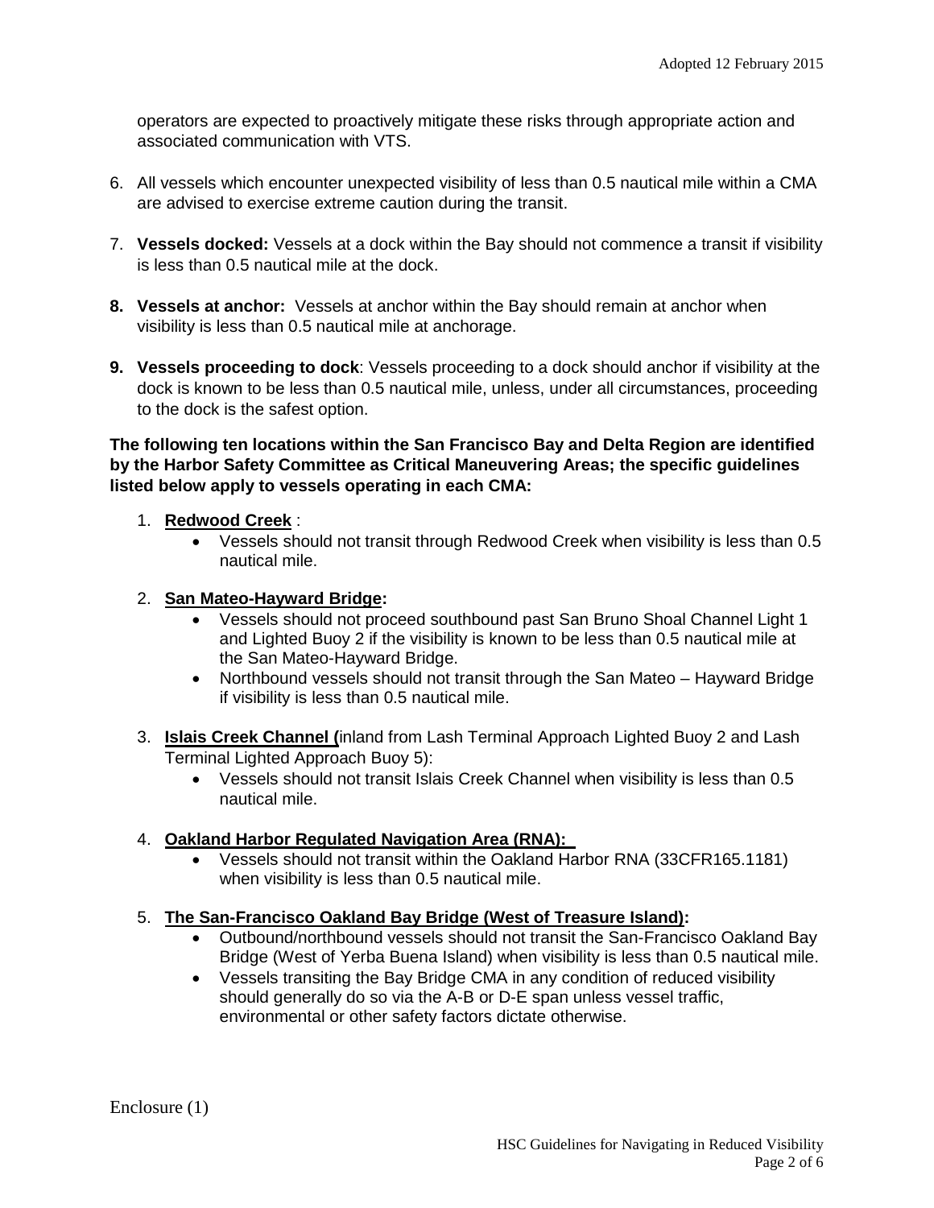operators are expected to proactively mitigate these risks through appropriate action and associated communication with VTS.

6. All vessels which encounter unexpected visibility of less than 0.5 nautical mile within a CMA are advised to exercise extreme caution during the transit.

7. **Vessels docked:** Vessels at a dock within the Bay should not commence a transit if visibility is less than 0.5 nautical mile at the dock.

8. **Vessels at anchor:** Vessels at anchor within the Bay should remain at anchor when visibility is less than 0.5 nautical mile at anchorage.

9. **Vessels proceeding to dock**: Vessels proceeding to a dock should anchor if visibility at the dock is known to be less than 0.5 nautical mile, unless, under all circumstances, proceeding to the dock is the safest option.

**The following ten locations within the San Francisco Bay and Delta Region are identified by the Harbor Safety Committee as Critical Maneuvering Areas; the specific guidelines listed below apply to vessels operating in each CMA:**

1. **Redwood Creek** :
    - Vessels should not transit through Redwood Creek when visibility is less than 0.5 nautical mile.

2. **San Mateo-Hayward Bridge:**
    - Vessels should not proceed southbound past San Bruno Shoal Channel Light 1 and Lighted Buoy 2 if the visibility is known to be less than 0.5 nautical mile at the San Mateo-Hayward Bridge.
    - Northbound vessels should not transit through the San Mateo – Hayward Bridge if visibility is less than 0.5 nautical mile.

3. **Islais Creek Channel (**inland from Lash Terminal Approach Lighted Buoy 2 and Lash Terminal Lighted Approach Buoy 5):
    - Vessels should not transit Islais Creek Channel when visibility is less than 0.5 nautical mile.

4. **Oakland Harbor Regulated Navigation Area (RNA):**
    - Vessels should not transit within the Oakland Harbor RNA (33CFR165.1181) when visibility is less than 0.5 nautical mile.

5. **The San-Francisco Oakland Bay Bridge (West of Treasure Island):**
    - Outbound/northbound vessels should not transit the San-Francisco Oakland Bay Bridge (West of Yerba Buena Island) when visibility is less than 0.5 nautical mile.
    - Vessels transiting the Bay Bridge CMA in any condition of reduced visibility should generally do so via the A-B or D-E span unless vessel traffic, environmental or other safety factors dictate otherwise.

Enclosure (1)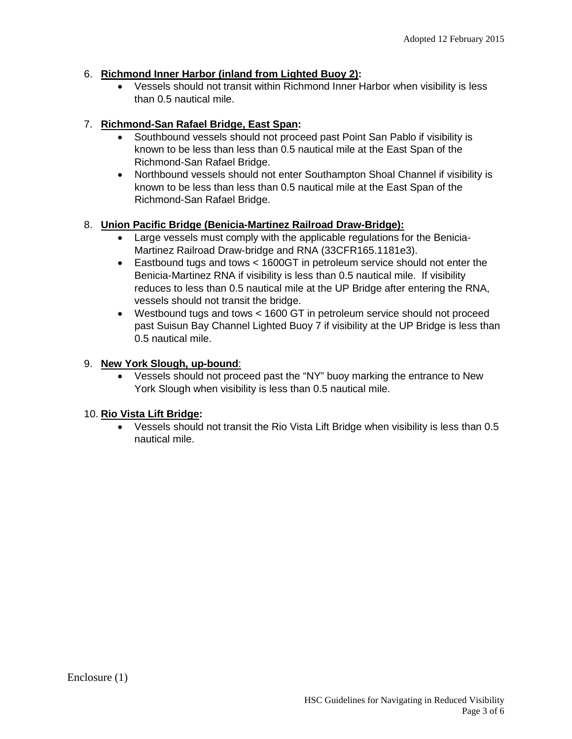6. **Richmond Inner Harbor (inland from Lighted Buoy 2):**
   - Vessels should not transit within Richmond Inner Harbor when visibility is less than 0.5 nautical mile.

7. **Richmond-San Rafael Bridge, East Span:**
   - Southbound vessels should not proceed past Point San Pablo if visibility is known to be less than less than 0.5 nautical mile at the East Span of the Richmond-San Rafael Bridge.
   - Northbound vessels should not enter Southampton Shoal Channel if visibility is known to be less than less than 0.5 nautical mile at the East Span of the Richmond-San Rafael Bridge.

8. **Union Pacific Bridge (Benicia-Martinez Railroad Draw-Bridge):**
   - Large vessels must comply with the applicable regulations for the Benicia-Martinez Railroad Draw-bridge and RNA (33CFR165.1181e3).
   - Eastbound tugs and tows < 1600GT in petroleum service should not enter the Benicia-Martinez RNA if visibility is less than 0.5 nautical mile. If visibility reduces to less than 0.5 nautical mile at the UP Bridge after entering the RNA, vessels should not transit the bridge.
   - Westbound tugs and tows < 1600 GT in petroleum service should not proceed past Suisun Bay Channel Lighted Buoy 7 if visibility at the UP Bridge is less than 0.5 nautical mile.

9. **New York Slough, up-bound**:
   - Vessels should not proceed past the “NY” buoy marking the entrance to New York Slough when visibility is less than 0.5 nautical mile.

10. **Rio Vista Lift Bridge:**
    - Vessels should not transit the Rio Vista Lift Bridge when visibility is less than 0.5 nautical mile.

Enclosure (1)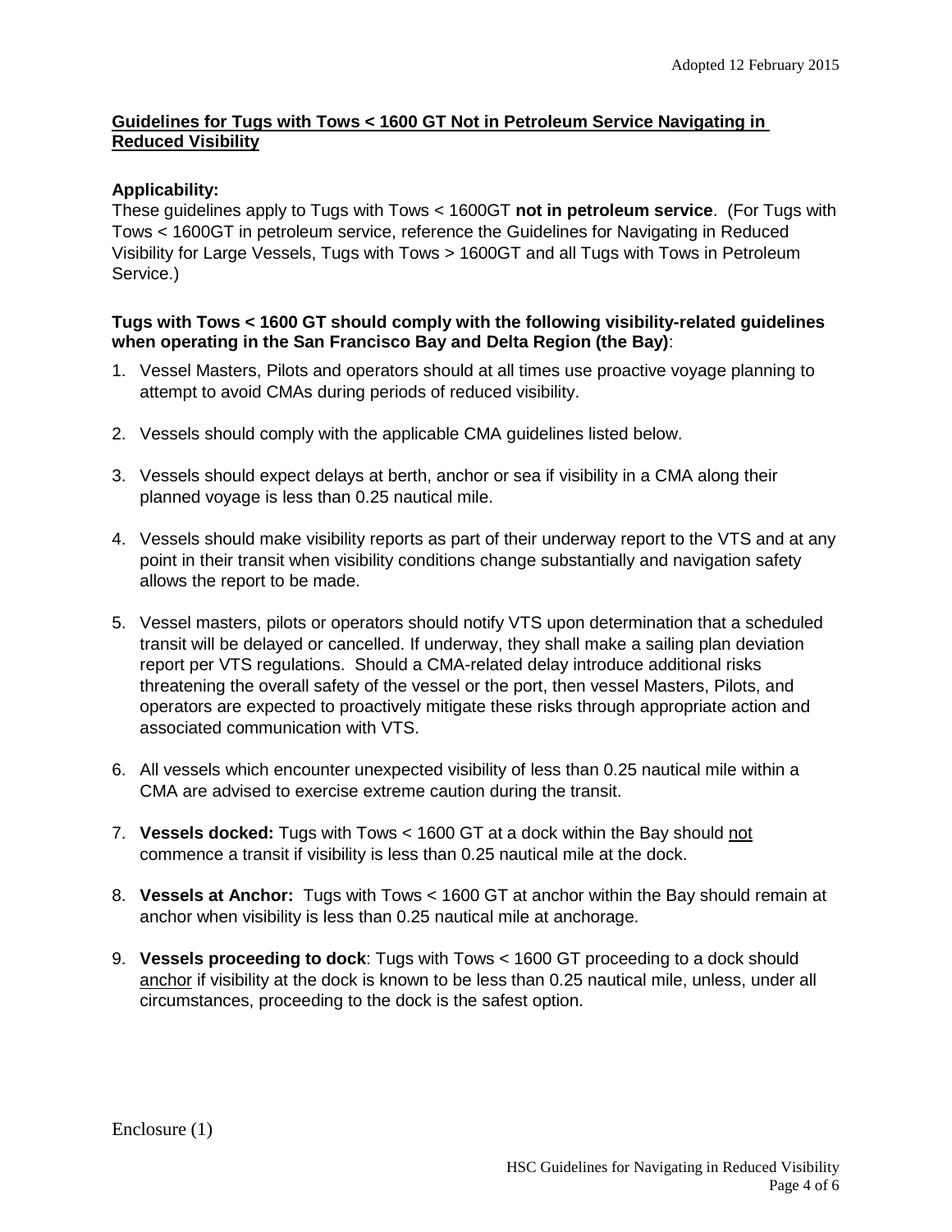Adopted 12 February 2015

## Guidelines for Tugs with Tows < 1600 GT Not in Petroleum Service Navigating in Reduced Visibility

**Applicability:**
These guidelines apply to Tugs with Tows < 1600GT **not in petroleum service**. (For Tugs with Tows < 1600GT in petroleum service, reference the Guidelines for Navigating in Reduced Visibility for Large Vessels, Tugs with Tows > 1600GT and all Tugs with Tows in Petroleum Service.)

**Tugs with Tows < 1600 GT should comply with the following visibility-related guidelines when operating in the San Francisco Bay and Delta Region (the Bay)**:

1. Vessel Masters, Pilots and operators should at all times use proactive voyage planning to attempt to avoid CMAs during periods of reduced visibility.

2. Vessels should comply with the applicable CMA guidelines listed below.

3. Vessels should expect delays at berth, anchor or sea if visibility in a CMA along their planned voyage is less than 0.25 nautical mile.

4. Vessels should make visibility reports as part of their underway report to the VTS and at any point in their transit when visibility conditions change substantially and navigation safety allows the report to be made.

5. Vessel masters, pilots or operators should notify VTS upon determination that a scheduled transit will be delayed or cancelled. If underway, they shall make a sailing plan deviation report per VTS regulations. Should a CMA-related delay introduce additional risks threatening the overall safety of the vessel or the port, then vessel Masters, Pilots, and operators are expected to proactively mitigate these risks through appropriate action and associated communication with VTS.

6. All vessels which encounter unexpected visibility of less than 0.25 nautical mile within a CMA are advised to exercise extreme caution during the transit.

7. **Vessels docked:** Tugs with Tows < 1600 GT at a dock within the Bay should not commence a transit if visibility is less than 0.25 nautical mile at the dock.

8. **Vessels at Anchor:** Tugs with Tows < 1600 GT at anchor within the Bay should remain at anchor when visibility is less than 0.25 nautical mile at anchorage.

9. **Vessels proceeding to dock**: Tugs with Tows < 1600 GT proceeding to a dock should anchor if visibility at the dock is known to be less than 0.25 nautical mile, unless, under all circumstances, proceeding to the dock is the safest option.

Enclosure (1)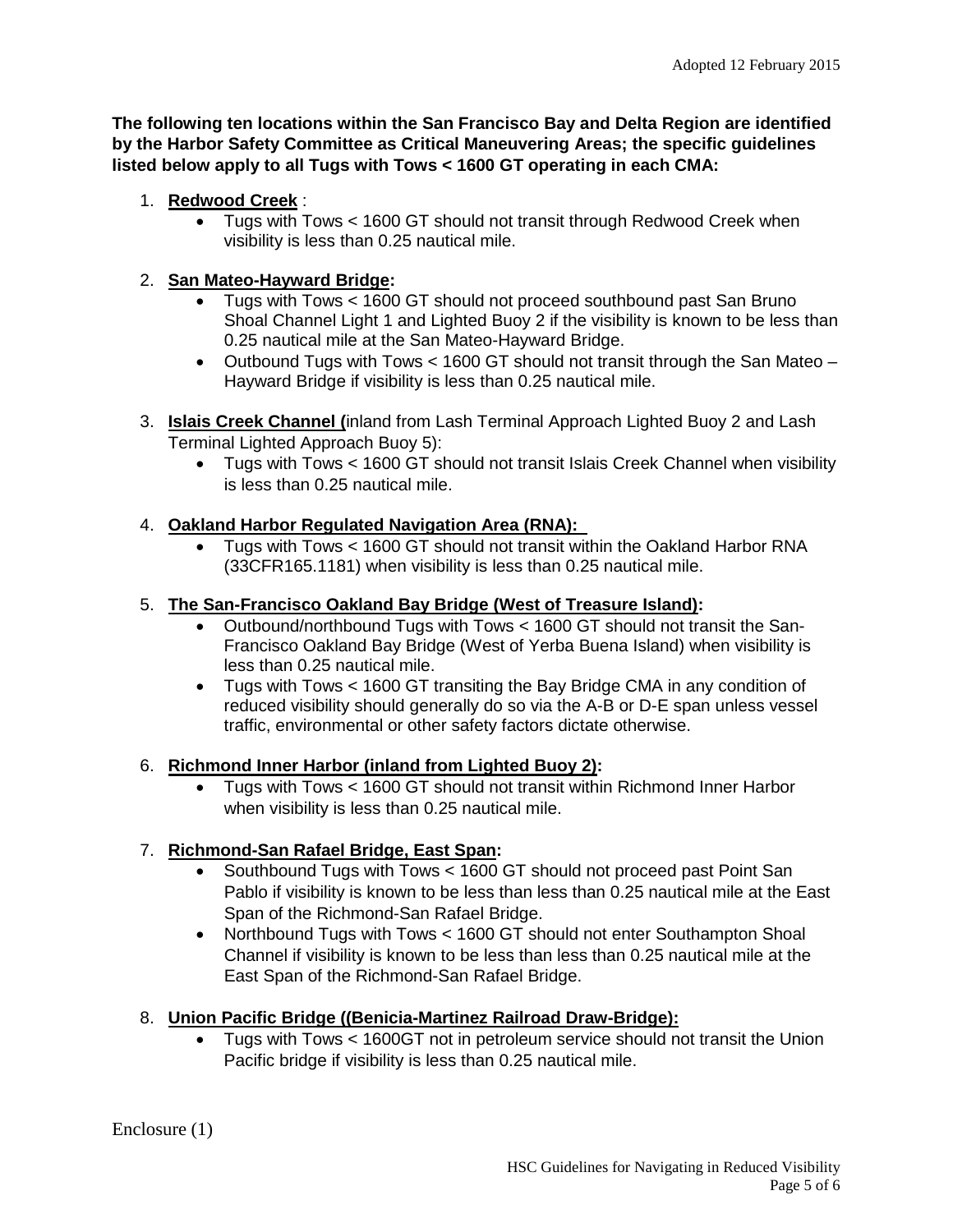Adopted 12 February 2015

**The following ten locations within the San Francisco Bay and Delta Region are identified by the Harbor Safety Committee as Critical Maneuvering Areas; the specific guidelines listed below apply to all Tugs with Tows < 1600 GT operating in each CMA:**

1. **Redwood Creek** :
   - Tugs with Tows < 1600 GT should not transit through Redwood Creek when visibility is less than 0.25 nautical mile.

2. **San Mateo-Hayward Bridge:**
   - Tugs with Tows < 1600 GT should not proceed southbound past San Bruno Shoal Channel Light 1 and Lighted Buoy 2 if the visibility is known to be less than 0.25 nautical mile at the San Mateo-Hayward Bridge.
   - Outbound Tugs with Tows < 1600 GT should not transit through the San Mateo – Hayward Bridge if visibility is less than 0.25 nautical mile.

3. **Islais Creek Channel (**inland from Lash Terminal Approach Lighted Buoy 2 and Lash Terminal Lighted Approach Buoy 5):
   - Tugs with Tows < 1600 GT should not transit Islais Creek Channel when visibility is less than 0.25 nautical mile.

4. **Oakland Harbor Regulated Navigation Area (RNA):**
   - Tugs with Tows < 1600 GT should not transit within the Oakland Harbor RNA (33CFR165.1181) when visibility is less than 0.25 nautical mile.

5. **The San-Francisco Oakland Bay Bridge (West of Treasure Island):**
   - Outbound/northbound Tugs with Tows < 1600 GT should not transit the San-Francisco Oakland Bay Bridge (West of Yerba Buena Island) when visibility is less than 0.25 nautical mile.
   - Tugs with Tows < 1600 GT transiting the Bay Bridge CMA in any condition of reduced visibility should generally do so via the A-B or D-E span unless vessel traffic, environmental or other safety factors dictate otherwise.

6. **Richmond Inner Harbor (inland from Lighted Buoy 2):**
   - Tugs with Tows < 1600 GT should not transit within Richmond Inner Harbor when visibility is less than 0.25 nautical mile.

7. **Richmond-San Rafael Bridge, East Span:**
   - Southbound Tugs with Tows < 1600 GT should not proceed past Point San Pablo if visibility is known to be less than less than 0.25 nautical mile at the East Span of the Richmond-San Rafael Bridge.
   - Northbound Tugs with Tows < 1600 GT should not enter Southampton Shoal Channel if visibility is known to be less than less than 0.25 nautical mile at the East Span of the Richmond-San Rafael Bridge.

8. **Union Pacific Bridge ((Benicia-Martinez Railroad Draw-Bridge):**
   - Tugs with Tows < 1600GT not in petroleum service should not transit the Union Pacific bridge if visibility is less than 0.25 nautical mile.

Enclosure (1)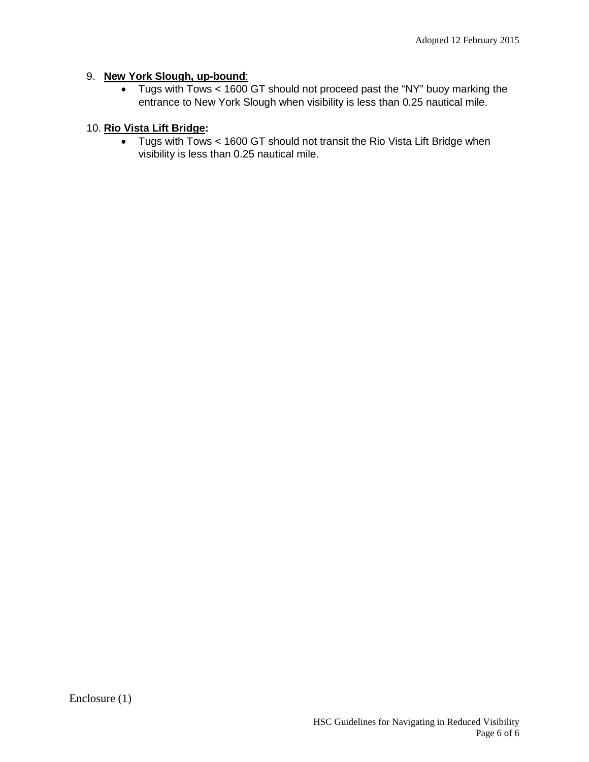9. **New York Slough, up-bound**:
    - Tugs with Tows < 1600 GT should not proceed past the “NY” buoy marking the entrance to New York Slough when visibility is less than 0.25 nautical mile.

10. **Rio Vista Lift Bridge:**
    - Tugs with Tows < 1600 GT should not transit the Rio Vista Lift Bridge when visibility is less than 0.25 nautical mile.

Enclosure (1)